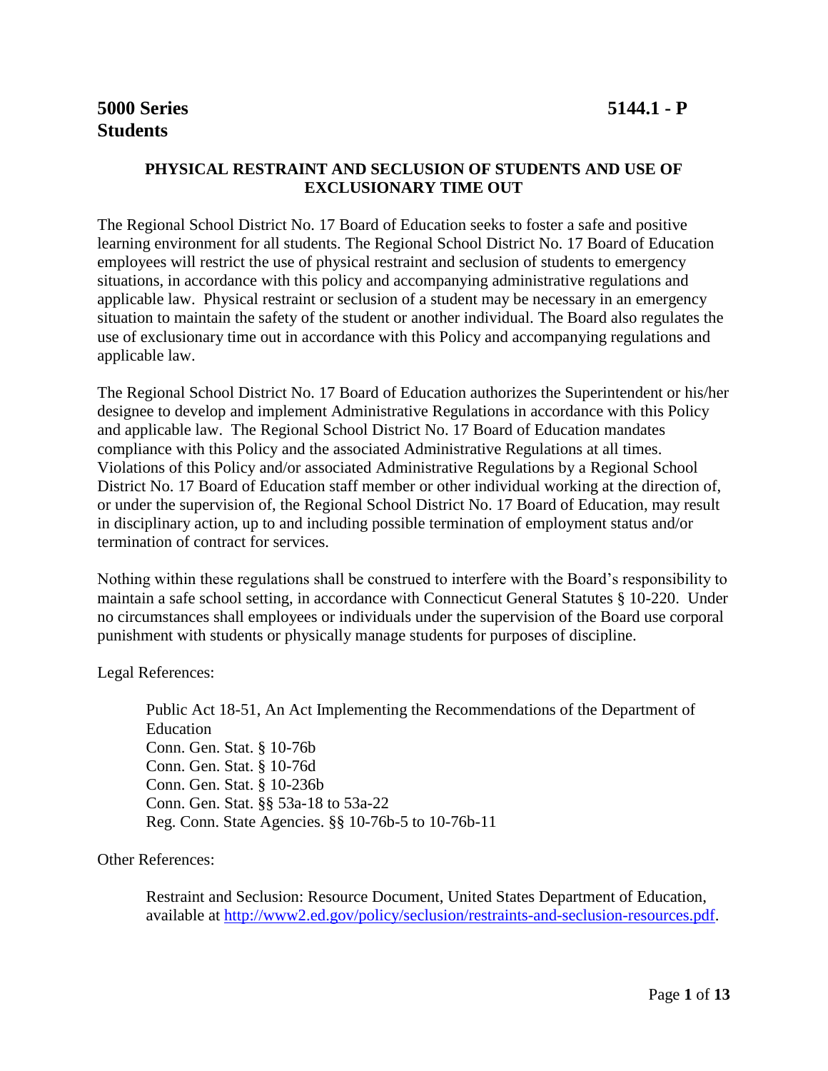**5000 Series** **5144.1 - P**
**Students**

## PHYSICAL RESTRAINT AND SECLUSION OF STUDENTS AND USE OF EXCLUSIONARY TIME OUT

The Regional School District No. 17 Board of Education seeks to foster a safe and positive learning environment for all students. The Regional School District No. 17 Board of Education employees will restrict the use of physical restraint and seclusion of students to emergency situations, in accordance with this policy and accompanying administrative regulations and applicable law. Physical restraint or seclusion of a student may be necessary in an emergency situation to maintain the safety of the student or another individual. The Board also regulates the use of exclusionary time out in accordance with this Policy and accompanying regulations and applicable law.

The Regional School District No. 17 Board of Education authorizes the Superintendent or his/her designee to develop and implement Administrative Regulations in accordance with this Policy and applicable law. The Regional School District No. 17 Board of Education mandates compliance with this Policy and the associated Administrative Regulations at all times. Violations of this Policy and/or associated Administrative Regulations by a Regional School District No. 17 Board of Education staff member or other individual working at the direction of, or under the supervision of, the Regional School District No. 17 Board of Education, may result in disciplinary action, up to and including possible termination of employment status and/or termination of contract for services.

Nothing within these regulations shall be construed to interfere with the Board's responsibility to maintain a safe school setting, in accordance with Connecticut General Statutes § 10-220. Under no circumstances shall employees or individuals under the supervision of the Board use corporal punishment with students or physically manage students for purposes of discipline.

Legal References:

> Public Act 18-51, An Act Implementing the Recommendations of the Department of Education
> Conn. Gen. Stat. § 10-76b
> Conn. Gen. Stat. § 10-76d
> Conn. Gen. Stat. § 10-236b
> Conn. Gen. Stat. §§ 53a-18 to 53a-22
> Reg. Conn. State Agencies. §§ 10-76b-5 to 10-76b-11

Other References:

> Restraint and Seclusion: Resource Document, United States Department of Education, available at http://www2.ed.gov/policy/seclusion/restraints-and-seclusion-resources.pdf.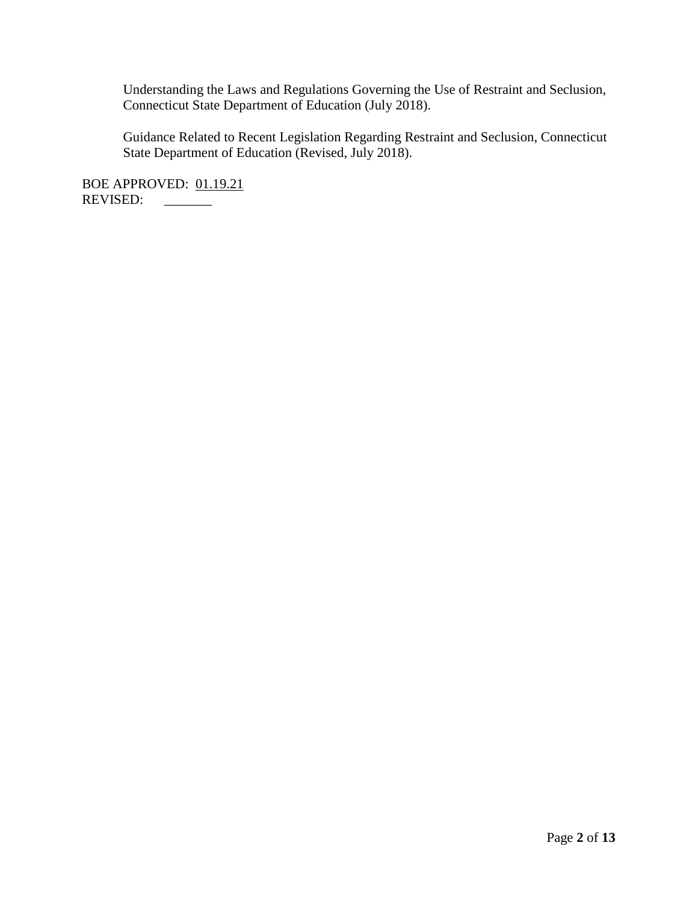Understanding the Laws and Regulations Governing the Use of Restraint and Seclusion, Connecticut State Department of Education (July 2018).

Guidance Related to Recent Legislation Regarding Restraint and Seclusion, Connecticut State Department of Education (Revised, July 2018).

BOE APPROVED: 01.19.21
REVISED: _______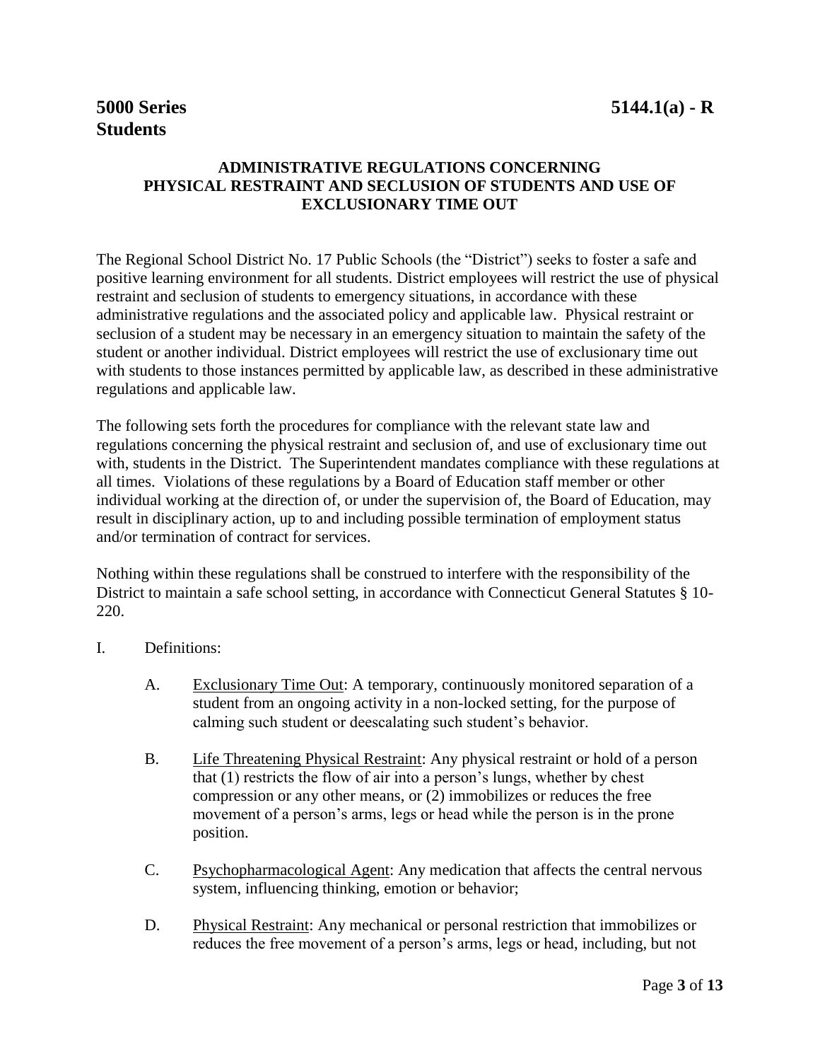**5000 Series** **5144.1(a) - R**
**Students**

## ADMINISTRATIVE REGULATIONS CONCERNING PHYSICAL RESTRAINT AND SECLUSION OF STUDENTS AND USE OF EXCLUSIONARY TIME OUT

The Regional School District No. 17 Public Schools (the "District") seeks to foster a safe and positive learning environment for all students. District employees will restrict the use of physical restraint and seclusion of students to emergency situations, in accordance with these administrative regulations and the associated policy and applicable law. Physical restraint or seclusion of a student may be necessary in an emergency situation to maintain the safety of the student or another individual. District employees will restrict the use of exclusionary time out with students to those instances permitted by applicable law, as described in these administrative regulations and applicable law.

The following sets forth the procedures for compliance with the relevant state law and regulations concerning the physical restraint and seclusion of, and use of exclusionary time out with, students in the District. The Superintendent mandates compliance with these regulations at all times. Violations of these regulations by a Board of Education staff member or other individual working at the direction of, or under the supervision of, the Board of Education, may result in disciplinary action, up to and including possible termination of employment status and/or termination of contract for services.

Nothing within these regulations shall be construed to interfere with the responsibility of the District to maintain a safe school setting, in accordance with Connecticut General Statutes § 10-220.

I. Definitions:

   A. Exclusionary Time Out: A temporary, continuously monitored separation of a student from an ongoing activity in a non-locked setting, for the purpose of calming such student or deescalating such student's behavior.

   B. Life Threatening Physical Restraint: Any physical restraint or hold of a person that (1) restricts the flow of air into a person's lungs, whether by chest compression or any other means, or (2) immobilizes or reduces the free movement of a person's arms, legs or head while the person is in the prone position.

   C. Psychopharmacological Agent: Any medication that affects the central nervous system, influencing thinking, emotion or behavior;

   D. Physical Restraint: Any mechanical or personal restriction that immobilizes or reduces the free movement of a person's arms, legs or head, including, but not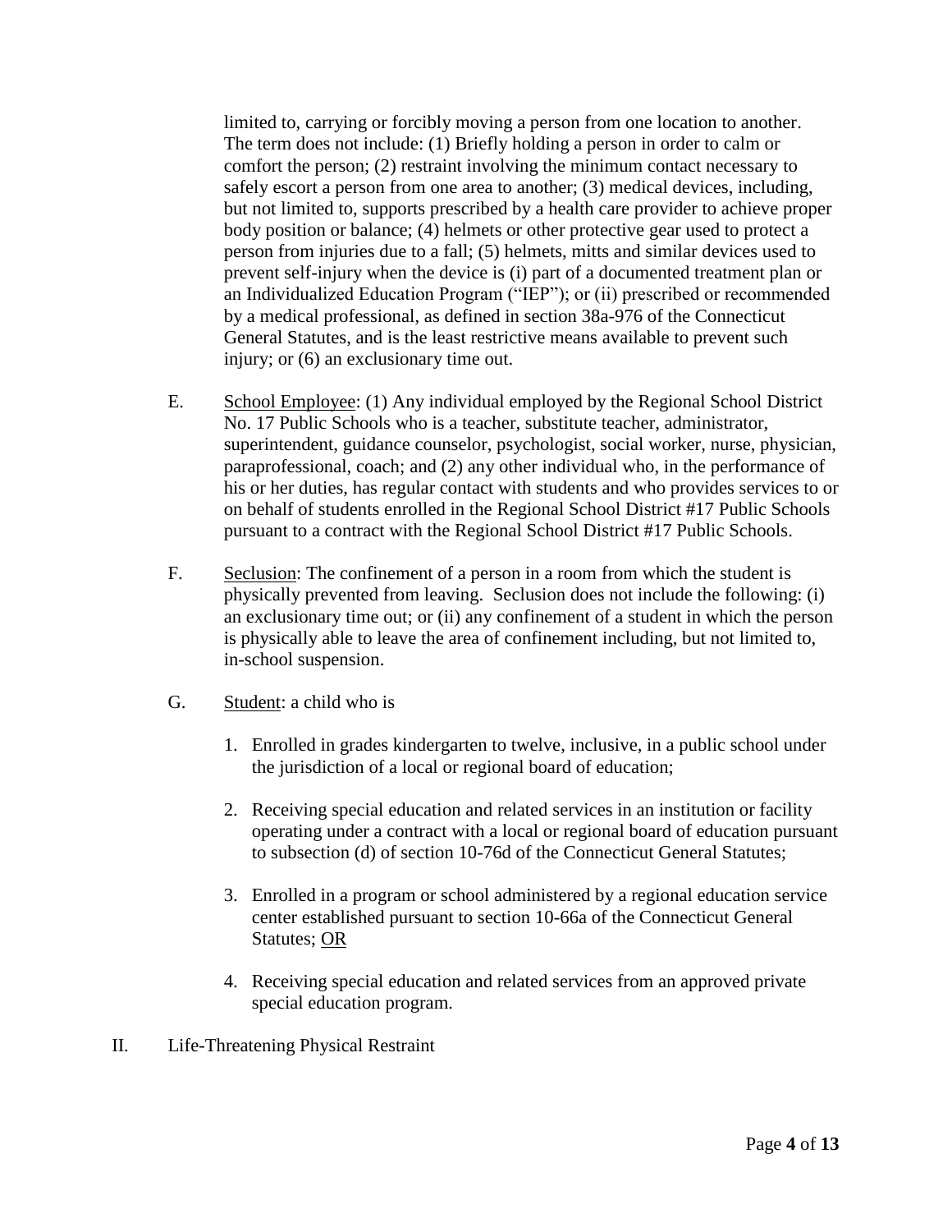limited to, carrying or forcibly moving a person from one location to another. The term does not include: (1) Briefly holding a person in order to calm or comfort the person; (2) restraint involving the minimum contact necessary to safely escort a person from one area to another; (3) medical devices, including, but not limited to, supports prescribed by a health care provider to achieve proper body position or balance; (4) helmets or other protective gear used to protect a person from injuries due to a fall; (5) helmets, mitts and similar devices used to prevent self-injury when the device is (i) part of a documented treatment plan or an Individualized Education Program ("IEP"); or (ii) prescribed or recommended by a medical professional, as defined in section 38a-976 of the Connecticut General Statutes, and is the least restrictive means available to prevent such injury; or (6) an exclusionary time out.

E. <u>School Employee</u>: (1) Any individual employed by the Regional School District No. 17 Public Schools who is a teacher, substitute teacher, administrator, superintendent, guidance counselor, psychologist, social worker, nurse, physician, paraprofessional, coach; and (2) any other individual who, in the performance of his or her duties, has regular contact with students and who provides services to or on behalf of students enrolled in the Regional School District #17 Public Schools pursuant to a contract with the Regional School District #17 Public Schools.

F. <u>Seclusion</u>: The confinement of a person in a room from which the student is physically prevented from leaving. Seclusion does not include the following: (i) an exclusionary time out; or (ii) any confinement of a student in which the person is physically able to leave the area of confinement including, but not limited to, in-school suspension.

G. <u>Student</u>: a child who is

1. Enrolled in grades kindergarten to twelve, inclusive, in a public school under the jurisdiction of a local or regional board of education;

2. Receiving special education and related services in an institution or facility operating under a contract with a local or regional board of education pursuant to subsection (d) of section 10-76d of the Connecticut General Statutes;

3. Enrolled in a program or school administered by a regional education service center established pursuant to section 10-66a of the Connecticut General Statutes; <u>OR</u>

4. Receiving special education and related services from an approved private special education program.

II. Life-Threatening Physical Restraint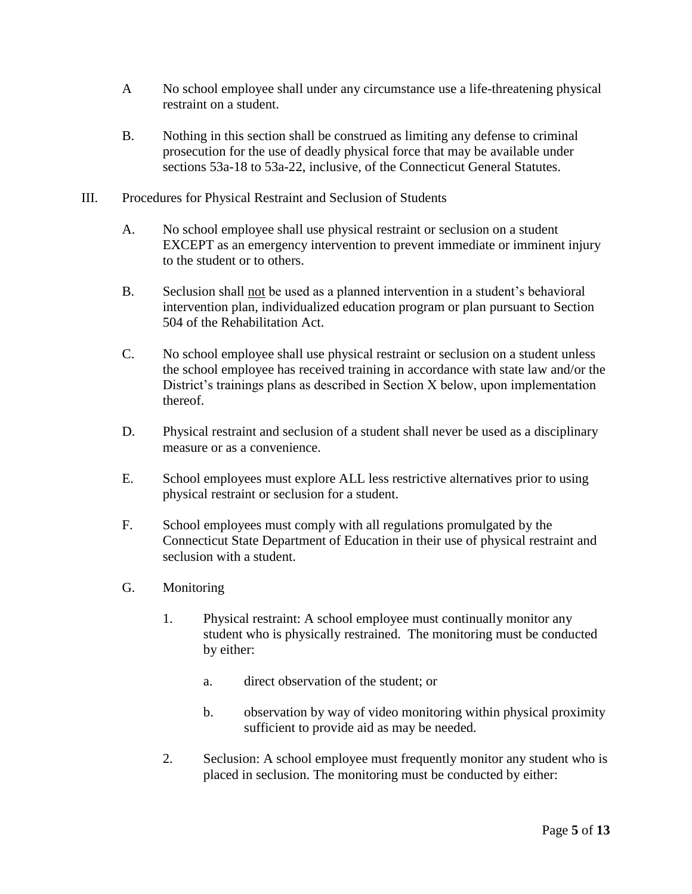A No school employee shall under any circumstance use a life-threatening physical restraint on a student.

B. Nothing in this section shall be construed as limiting any defense to criminal prosecution for the use of deadly physical force that may be available under sections 53a-18 to 53a-22, inclusive, of the Connecticut General Statutes.

III. Procedures for Physical Restraint and Seclusion of Students

A. No school employee shall use physical restraint or seclusion on a student EXCEPT as an emergency intervention to prevent immediate or imminent injury to the student or to others.

B. Seclusion shall <u>not</u> be used as a planned intervention in a student's behavioral intervention plan, individualized education program or plan pursuant to Section 504 of the Rehabilitation Act.

C. No school employee shall use physical restraint or seclusion on a student unless the school employee has received training in accordance with state law and/or the District's trainings plans as described in Section X below, upon implementation thereof.

D. Physical restraint and seclusion of a student shall never be used as a disciplinary measure or as a convenience.

E. School employees must explore ALL less restrictive alternatives prior to using physical restraint or seclusion for a student.

F. School employees must comply with all regulations promulgated by the Connecticut State Department of Education in their use of physical restraint and seclusion with a student.

G. Monitoring

1. Physical restraint: A school employee must continually monitor any student who is physically restrained. The monitoring must be conducted by either:

   a. direct observation of the student; or

   b. observation by way of video monitoring within physical proximity sufficient to provide aid as may be needed.

2. Seclusion: A school employee must frequently monitor any student who is placed in seclusion. The monitoring must be conducted by either: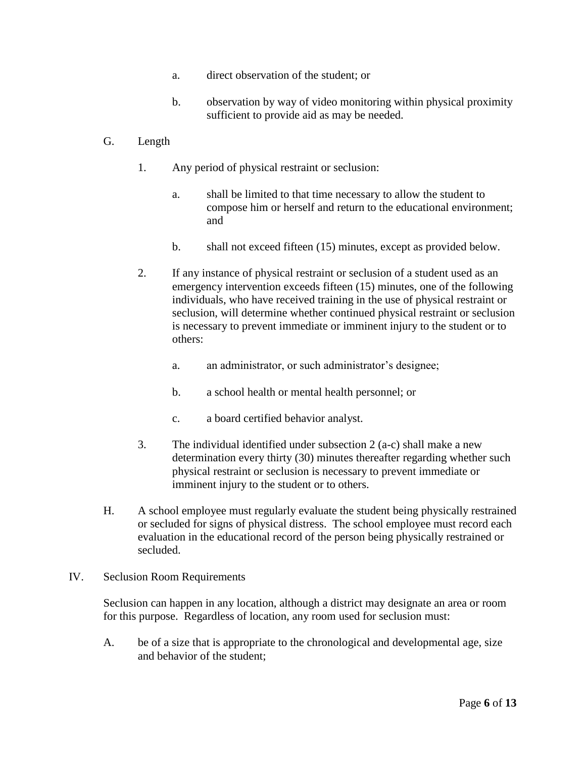a. direct observation of the student; or

b. observation by way of video monitoring within physical proximity sufficient to provide aid as may be needed.

G. Length

1. Any period of physical restraint or seclusion:

   a. shall be limited to that time necessary to allow the student to compose him or herself and return to the educational environment; and

   b. shall not exceed fifteen (15) minutes, except as provided below.

2. If any instance of physical restraint or seclusion of a student used as an emergency intervention exceeds fifteen (15) minutes, one of the following individuals, who have received training in the use of physical restraint or seclusion, will determine whether continued physical restraint or seclusion is necessary to prevent immediate or imminent injury to the student or to others:

   a. an administrator, or such administrator's designee;

   b. a school health or mental health personnel; or

   c. a board certified behavior analyst.

3. The individual identified under subsection 2 (a-c) shall make a new determination every thirty (30) minutes thereafter regarding whether such physical restraint or seclusion is necessary to prevent immediate or imminent injury to the student or to others.

H. A school employee must regularly evaluate the student being physically restrained or secluded for signs of physical distress. The school employee must record each evaluation in the educational record of the person being physically restrained or secluded.

IV. Seclusion Room Requirements

Seclusion can happen in any location, although a district may designate an area or room for this purpose. Regardless of location, any room used for seclusion must:

A. be of a size that is appropriate to the chronological and developmental age, size and behavior of the student;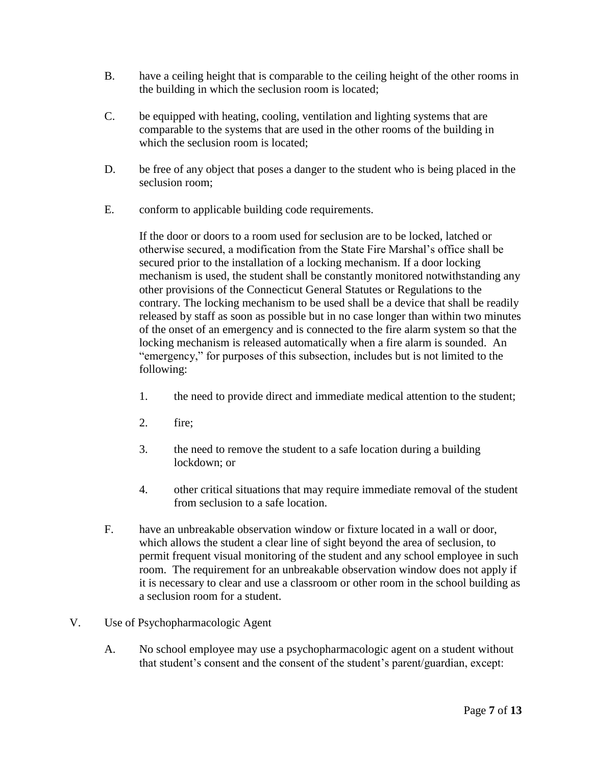B. have a ceiling height that is comparable to the ceiling height of the other rooms in the building in which the seclusion room is located;

C. be equipped with heating, cooling, ventilation and lighting systems that are comparable to the systems that are used in the other rooms of the building in which the seclusion room is located;

D. be free of any object that poses a danger to the student who is being placed in the seclusion room;

E. conform to applicable building code requirements.

   If the door or doors to a room used for seclusion are to be locked, latched or otherwise secured, a modification from the State Fire Marshal's office shall be secured prior to the installation of a locking mechanism. If a door locking mechanism is used, the student shall be constantly monitored notwithstanding any other provisions of the Connecticut General Statutes or Regulations to the contrary. The locking mechanism to be used shall be a device that shall be readily released by staff as soon as possible but in no case longer than within two minutes of the onset of an emergency and is connected to the fire alarm system so that the locking mechanism is released automatically when a fire alarm is sounded. An "emergency," for purposes of this subsection, includes but is not limited to the following:

   1. the need to provide direct and immediate medical attention to the student;

   2. fire;

   3. the need to remove the student to a safe location during a building lockdown; or

   4. other critical situations that may require immediate removal of the student from seclusion to a safe location.

F. have an unbreakable observation window or fixture located in a wall or door, which allows the student a clear line of sight beyond the area of seclusion, to permit frequent visual monitoring of the student and any school employee in such room. The requirement for an unbreakable observation window does not apply if it is necessary to clear and use a classroom or other room in the school building as a seclusion room for a student.

V. Use of Psychopharmacologic Agent

A. No school employee may use a psychopharmacologic agent on a student without that student's consent and the consent of the student's parent/guardian, except: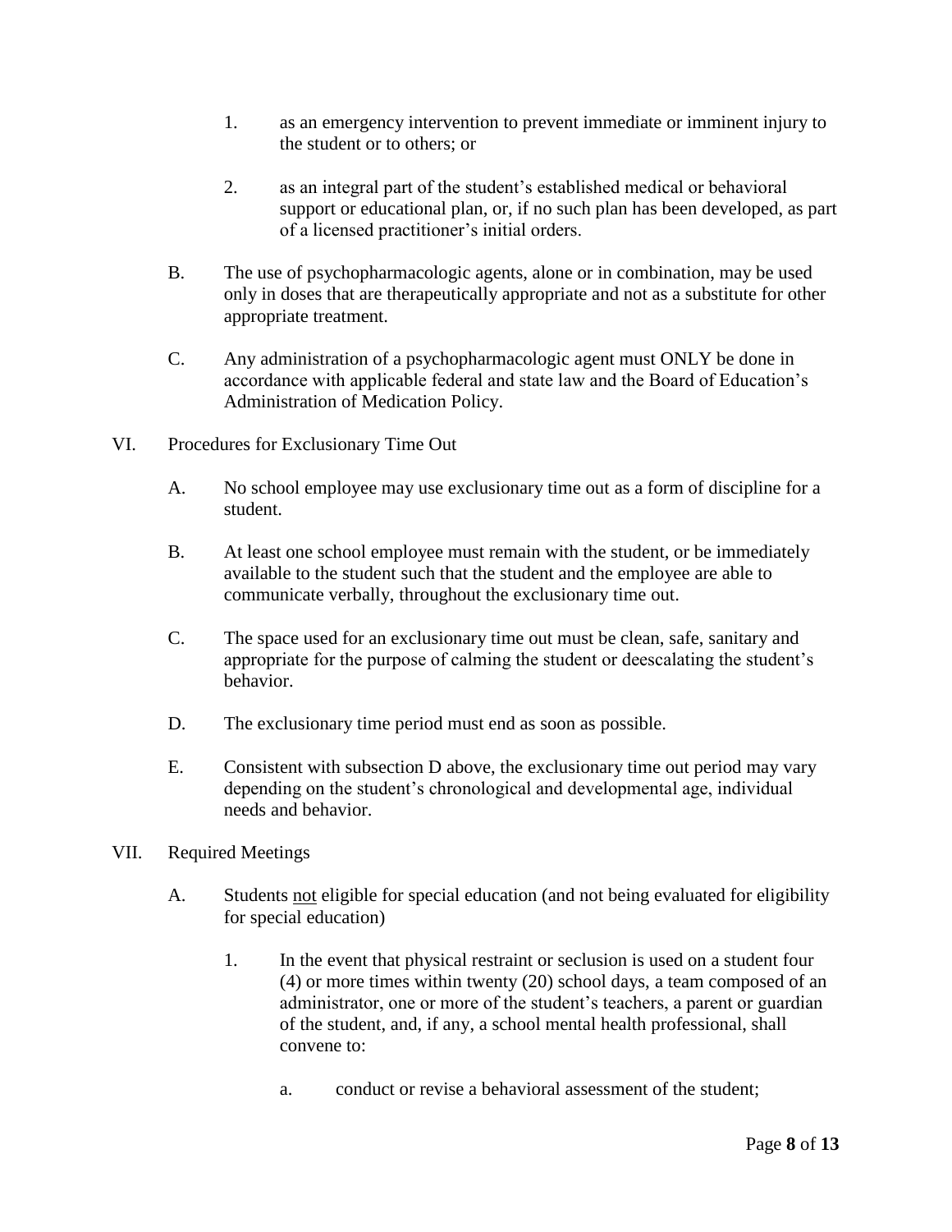1. as an emergency intervention to prevent immediate or imminent injury to the student or to others; or

2. as an integral part of the student's established medical or behavioral support or educational plan, or, if no such plan has been developed, as part of a licensed practitioner's initial orders.

B. The use of psychopharmacologic agents, alone or in combination, may be used only in doses that are therapeutically appropriate and not as a substitute for other appropriate treatment.

C. Any administration of a psychopharmacologic agent must ONLY be done in accordance with applicable federal and state law and the Board of Education's Administration of Medication Policy.

VI. Procedures for Exclusionary Time Out

A. No school employee may use exclusionary time out as a form of discipline for a student.

B. At least one school employee must remain with the student, or be immediately available to the student such that the student and the employee are able to communicate verbally, throughout the exclusionary time out.

C. The space used for an exclusionary time out must be clean, safe, sanitary and appropriate for the purpose of calming the student or deescalating the student's behavior.

D. The exclusionary time period must end as soon as possible.

E. Consistent with subsection D above, the exclusionary time out period may vary depending on the student's chronological and developmental age, individual needs and behavior.

VII. Required Meetings

A. Students <u>not</u> eligible for special education (and not being evaluated for eligibility for special education)

1. In the event that physical restraint or seclusion is used on a student four (4) or more times within twenty (20) school days, a team composed of an administrator, one or more of the student's teachers, a parent or guardian of the student, and, if any, a school mental health professional, shall convene to:

a. conduct or revise a behavioral assessment of the student;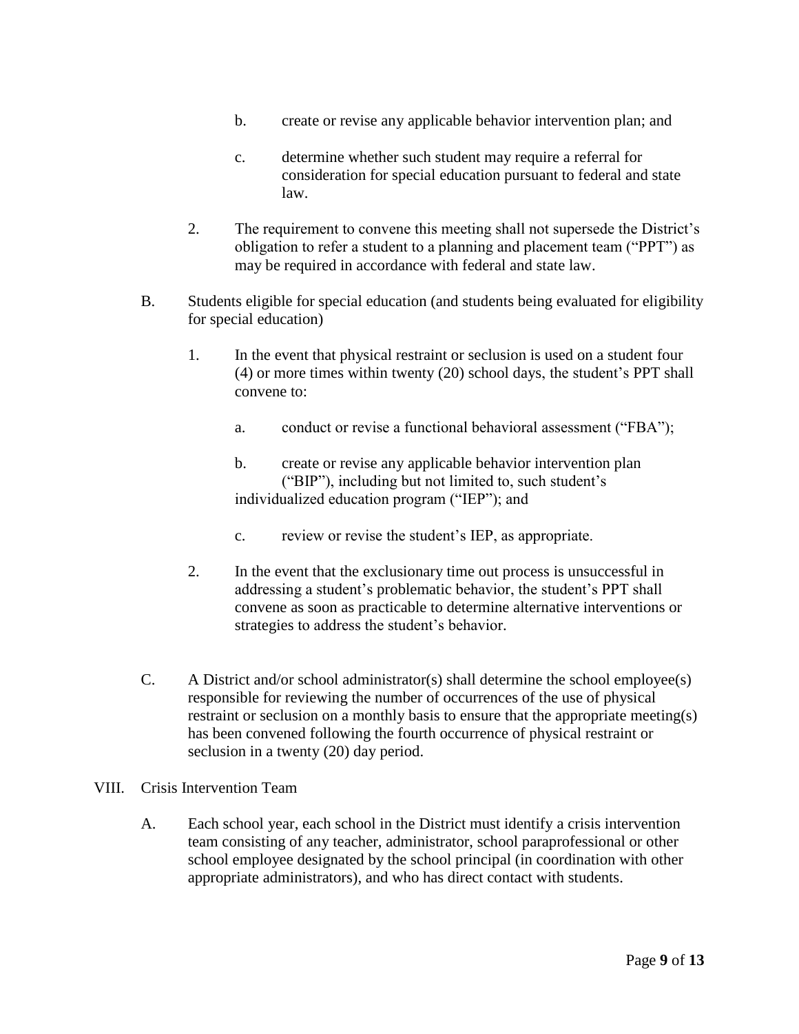b. create or revise any applicable behavior intervention plan; and

   c. determine whether such student may require a referral for consideration for special education pursuant to federal and state law.

2. The requirement to convene this meeting shall not supersede the District's obligation to refer a student to a planning and placement team ("PPT") as may be required in accordance with federal and state law.

B. Students eligible for special education (and students being evaluated for eligibility for special education)

   1. In the event that physical restraint or seclusion is used on a student four (4) or more times within twenty (20) school days, the student's PPT shall convene to:

      a. conduct or revise a functional behavioral assessment ("FBA");

      b. create or revise any applicable behavior intervention plan ("BIP"), including but not limited to, such student's individualized education program ("IEP"); and

      c. review or revise the student's IEP, as appropriate.

   2. In the event that the exclusionary time out process is unsuccessful in addressing a student's problematic behavior, the student's PPT shall convene as soon as practicable to determine alternative interventions or strategies to address the student's behavior.

C. A District and/or school administrator(s) shall determine the school employee(s) responsible for reviewing the number of occurrences of the use of physical restraint or seclusion on a monthly basis to ensure that the appropriate meeting(s) has been convened following the fourth occurrence of physical restraint or seclusion in a twenty (20) day period.

## VIII. Crisis Intervention Team

A. Each school year, each school in the District must identify a crisis intervention team consisting of any teacher, administrator, school paraprofessional or other school employee designated by the school principal (in coordination with other appropriate administrators), and who has direct contact with students.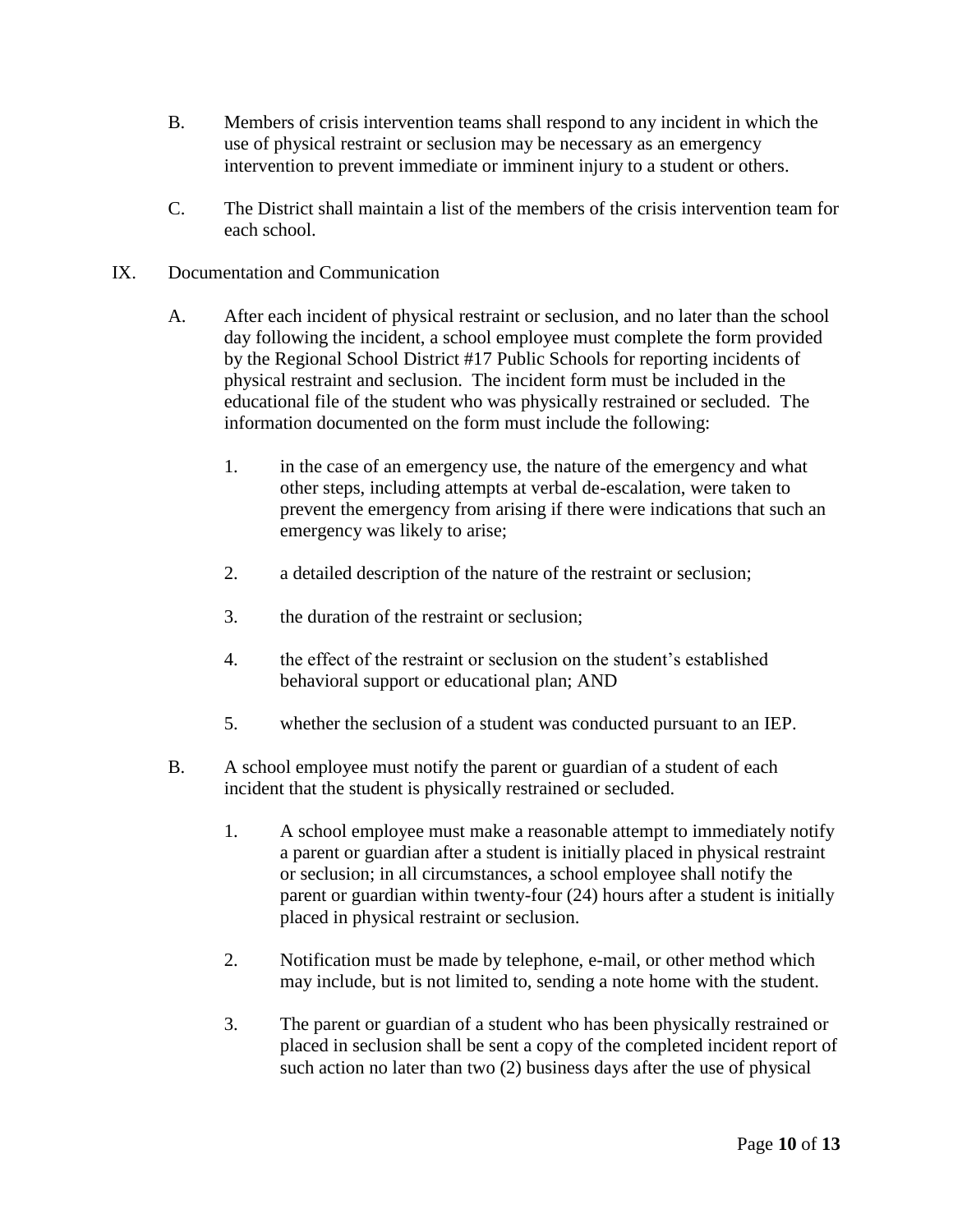B. Members of crisis intervention teams shall respond to any incident in which the use of physical restraint or seclusion may be necessary as an emergency intervention to prevent immediate or imminent injury to a student or others.

C. The District shall maintain a list of the members of the crisis intervention team for each school.

IX. Documentation and Communication

A. After each incident of physical restraint or seclusion, and no later than the school day following the incident, a school employee must complete the form provided by the Regional School District #17 Public Schools for reporting incidents of physical restraint and seclusion. The incident form must be included in the educational file of the student who was physically restrained or secluded. The information documented on the form must include the following:

1. in the case of an emergency use, the nature of the emergency and what other steps, including attempts at verbal de-escalation, were taken to prevent the emergency from arising if there were indications that such an emergency was likely to arise;

2. a detailed description of the nature of the restraint or seclusion;

3. the duration of the restraint or seclusion;

4. the effect of the restraint or seclusion on the student's established behavioral support or educational plan; AND

5. whether the seclusion of a student was conducted pursuant to an IEP.

B. A school employee must notify the parent or guardian of a student of each incident that the student is physically restrained or secluded.

1. A school employee must make a reasonable attempt to immediately notify a parent or guardian after a student is initially placed in physical restraint or seclusion; in all circumstances, a school employee shall notify the parent or guardian within twenty-four (24) hours after a student is initially placed in physical restraint or seclusion.

2. Notification must be made by telephone, e-mail, or other method which may include, but is not limited to, sending a note home with the student.

3. The parent or guardian of a student who has been physically restrained or placed in seclusion shall be sent a copy of the completed incident report of such action no later than two (2) business days after the use of physical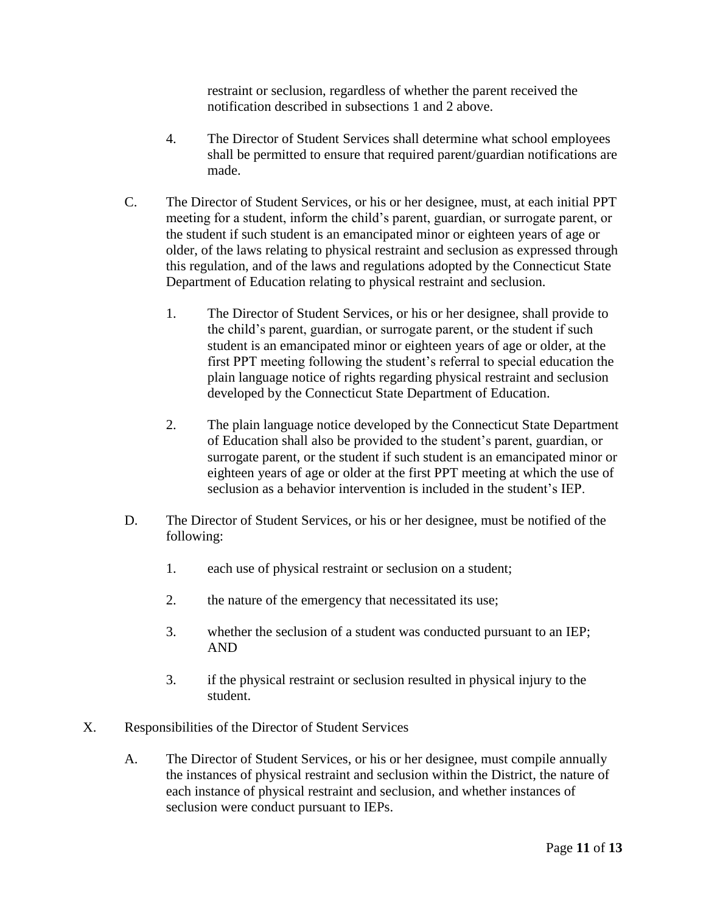restraint or seclusion, regardless of whether the parent received the notification described in subsections 1 and 2 above.

4. The Director of Student Services shall determine what school employees shall be permitted to ensure that required parent/guardian notifications are made.

C. The Director of Student Services, or his or her designee, must, at each initial PPT meeting for a student, inform the child's parent, guardian, or surrogate parent, or the student if such student is an emancipated minor or eighteen years of age or older, of the laws relating to physical restraint and seclusion as expressed through this regulation, and of the laws and regulations adopted by the Connecticut State Department of Education relating to physical restraint and seclusion.

1. The Director of Student Services, or his or her designee, shall provide to the child's parent, guardian, or surrogate parent, or the student if such student is an emancipated minor or eighteen years of age or older, at the first PPT meeting following the student's referral to special education the plain language notice of rights regarding physical restraint and seclusion developed by the Connecticut State Department of Education.

2. The plain language notice developed by the Connecticut State Department of Education shall also be provided to the student's parent, guardian, or surrogate parent, or the student if such student is an emancipated minor or eighteen years of age or older at the first PPT meeting at which the use of seclusion as a behavior intervention is included in the student's IEP.

D. The Director of Student Services, or his or her designee, must be notified of the following:

1. each use of physical restraint or seclusion on a student;

2. the nature of the emergency that necessitated its use;

3. whether the seclusion of a student was conducted pursuant to an IEP; AND

3. if the physical restraint or seclusion resulted in physical injury to the student.

X. Responsibilities of the Director of Student Services

A. The Director of Student Services, or his or her designee, must compile annually the instances of physical restraint and seclusion within the District, the nature of each instance of physical restraint and seclusion, and whether instances of seclusion were conduct pursuant to IEPs.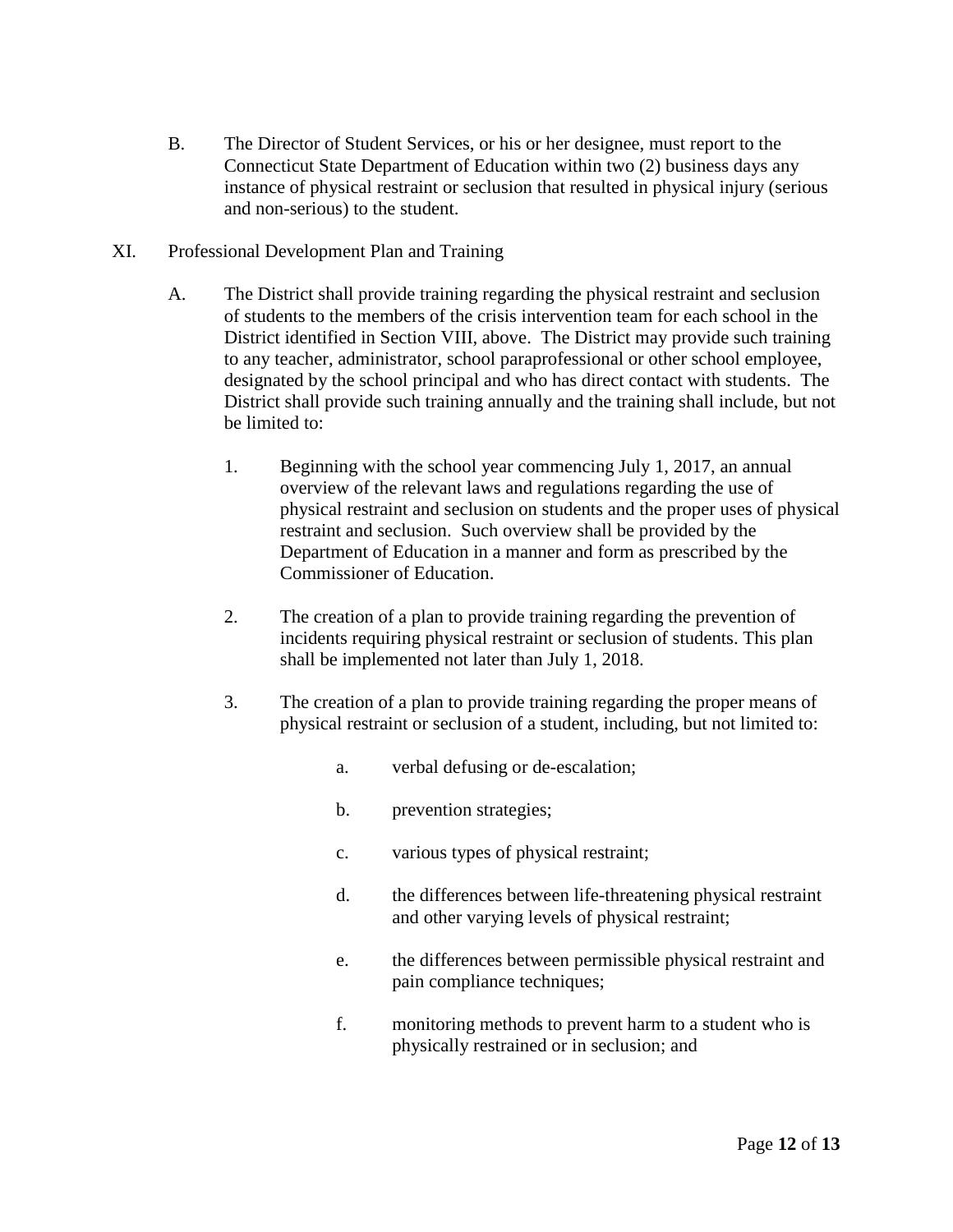B. The Director of Student Services, or his or her designee, must report to the Connecticut State Department of Education within two (2) business days any instance of physical restraint or seclusion that resulted in physical injury (serious and non-serious) to the student.

XI. Professional Development Plan and Training

A. The District shall provide training regarding the physical restraint and seclusion of students to the members of the crisis intervention team for each school in the District identified in Section VIII, above. The District may provide such training to any teacher, administrator, school paraprofessional or other school employee, designated by the school principal and who has direct contact with students. The District shall provide such training annually and the training shall include, but not be limited to:

1. Beginning with the school year commencing July 1, 2017, an annual overview of the relevant laws and regulations regarding the use of physical restraint and seclusion on students and the proper uses of physical restraint and seclusion. Such overview shall be provided by the Department of Education in a manner and form as prescribed by the Commissioner of Education.

2. The creation of a plan to provide training regarding the prevention of incidents requiring physical restraint or seclusion of students. This plan shall be implemented not later than July 1, 2018.

3. The creation of a plan to provide training regarding the proper means of physical restraint or seclusion of a student, including, but not limited to:

   a. verbal defusing or de-escalation;

   b. prevention strategies;

   c. various types of physical restraint;

   d. the differences between life-threatening physical restraint and other varying levels of physical restraint;

   e. the differences between permissible physical restraint and pain compliance techniques;

   f. monitoring methods to prevent harm to a student who is physically restrained or in seclusion; and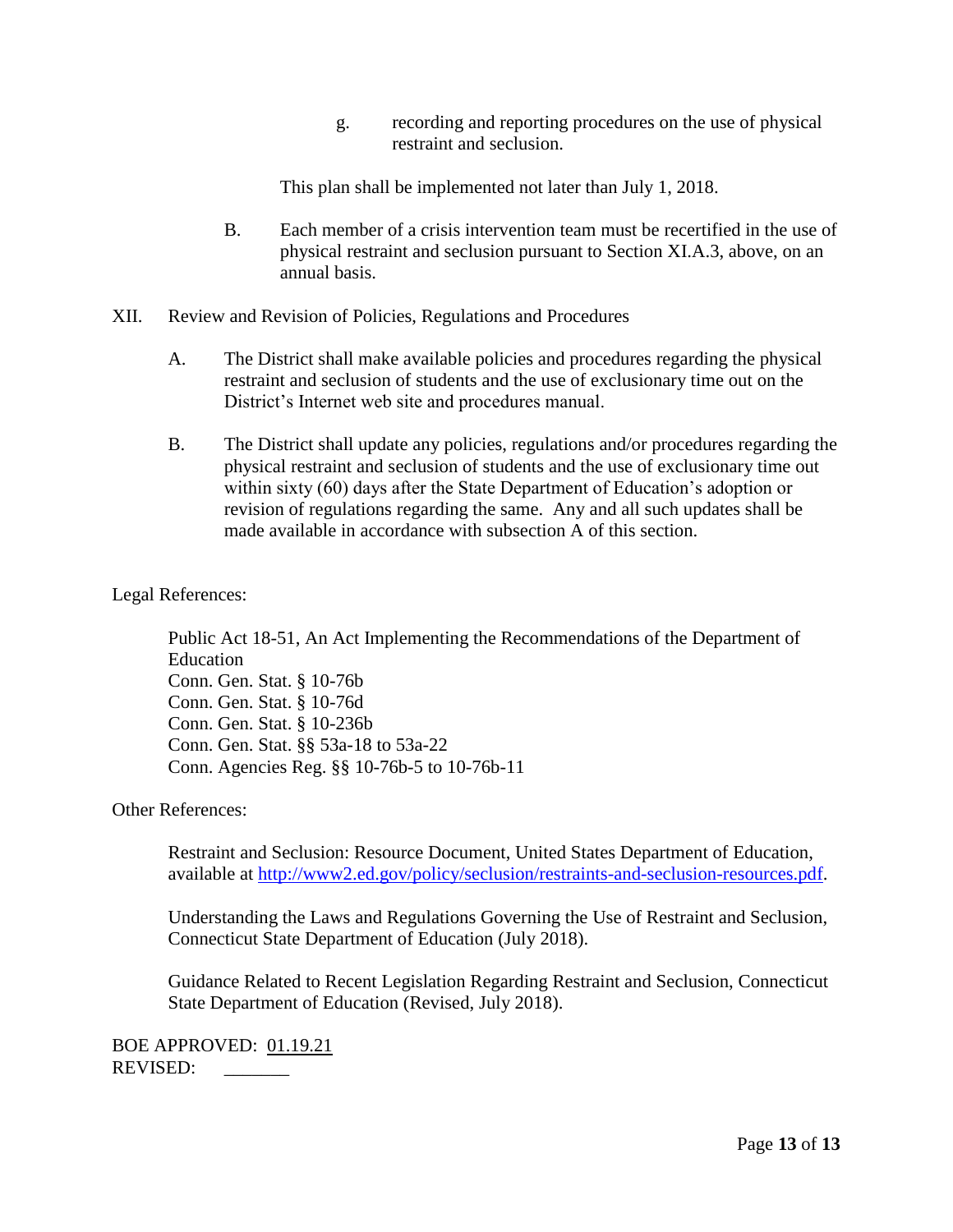g. recording and reporting procedures on the use of physical restraint and seclusion.

This plan shall be implemented not later than July 1, 2018.

B. Each member of a crisis intervention team must be recertified in the use of physical restraint and seclusion pursuant to Section XI.A.3, above, on an annual basis.

XII. Review and Revision of Policies, Regulations and Procedures

A. The District shall make available policies and procedures regarding the physical restraint and seclusion of students and the use of exclusionary time out on the District's Internet web site and procedures manual.

B. The District shall update any policies, regulations and/or procedures regarding the physical restraint and seclusion of students and the use of exclusionary time out within sixty (60) days after the State Department of Education's adoption or revision of regulations regarding the same. Any and all such updates shall be made available in accordance with subsection A of this section.

Legal References:

Public Act 18-51, An Act Implementing the Recommendations of the Department of Education
Conn. Gen. Stat. § 10-76b
Conn. Gen. Stat. § 10-76d
Conn. Gen. Stat. § 10-236b
Conn. Gen. Stat. §§ 53a-18 to 53a-22
Conn. Agencies Reg. §§ 10-76b-5 to 10-76b-11

Other References:

Restraint and Seclusion: Resource Document, United States Department of Education, available at http://www2.ed.gov/policy/seclusion/restraints-and-seclusion-resources.pdf.

Understanding the Laws and Regulations Governing the Use of Restraint and Seclusion, Connecticut State Department of Education (July 2018).

Guidance Related to Recent Legislation Regarding Restraint and Seclusion, Connecticut State Department of Education (Revised, July 2018).

BOE APPROVED: 01.19.21
REVISED: _______